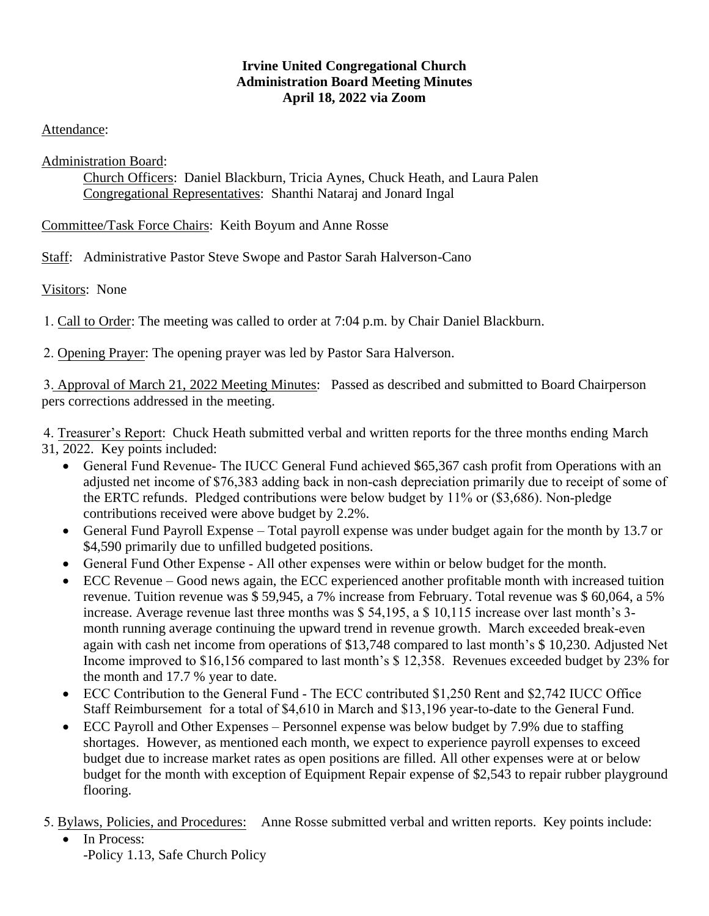**Irvine United Congregational Church**
**Administration Board Meeting Minutes**
**April 18, 2022 via Zoom**

Attendance:

Administration Board:

Church Officers: Daniel Blackburn, Tricia Aynes, Chuck Heath, and Laura Palen
Congregational Representatives: Shanthi Nataraj and Jonard Ingal

Committee/Task Force Chairs: Keith Boyum and Anne Rosse

Staff: Administrative Pastor Steve Swope and Pastor Sarah Halverson-Cano

Visitors: None

1. Call to Order: The meeting was called to order at 7:04 p.m. by Chair Daniel Blackburn.

2. Opening Prayer: The opening prayer was led by Pastor Sara Halverson.

3. Approval of March 21, 2022 Meeting Minutes: Passed as described and submitted to Board Chairperson pers corrections addressed in the meeting.

4. Treasurer's Report: Chuck Heath submitted verbal and written reports for the three months ending March 31, 2022. Key points included:
   - General Fund Revenue- The IUCC General Fund achieved $65,367 cash profit from Operations with an adjusted net income of $76,383 adding back in non-cash depreciation primarily due to receipt of some of the ERTC refunds. Pledged contributions were below budget by 11% or ($3,686). Non-pledge contributions received were above budget by 2.2%.
   - General Fund Payroll Expense – Total payroll expense was under budget again for the month by 13.7 or $4,590 primarily due to unfilled budgeted positions.
   - General Fund Other Expense - All other expenses were within or below budget for the month.
   - ECC Revenue – Good news again, the ECC experienced another profitable month with increased tuition revenue. Tuition revenue was $ 59,945, a 7% increase from February. Total revenue was $ 60,064, a 5% increase. Average revenue last three months was $ 54,195, a $ 10,115 increase over last month's 3-month running average continuing the upward trend in revenue growth. March exceeded break-even again with cash net income from operations of $13,748 compared to last month's $ 10,230. Adjusted Net Income improved to $16,156 compared to last month's $ 12,358. Revenues exceeded budget by 23% for the month and 17.7 % year to date.
   - ECC Contribution to the General Fund - The ECC contributed $1,250 Rent and $2,742 IUCC Office Staff Reimbursement for a total of $4,610 in March and $13,196 year-to-date to the General Fund.
   - ECC Payroll and Other Expenses – Personnel expense was below budget by 7.9% due to staffing shortages. However, as mentioned each month, we expect to experience payroll expenses to exceed budget due to increase market rates as open positions are filled. All other expenses were at or below budget for the month with exception of Equipment Repair expense of $2,543 to repair rubber playground flooring.

5. Bylaws, Policies, and Procedures: Anne Rosse submitted verbal and written reports. Key points include:
   - In Process:
     -Policy 1.13, Safe Church Policy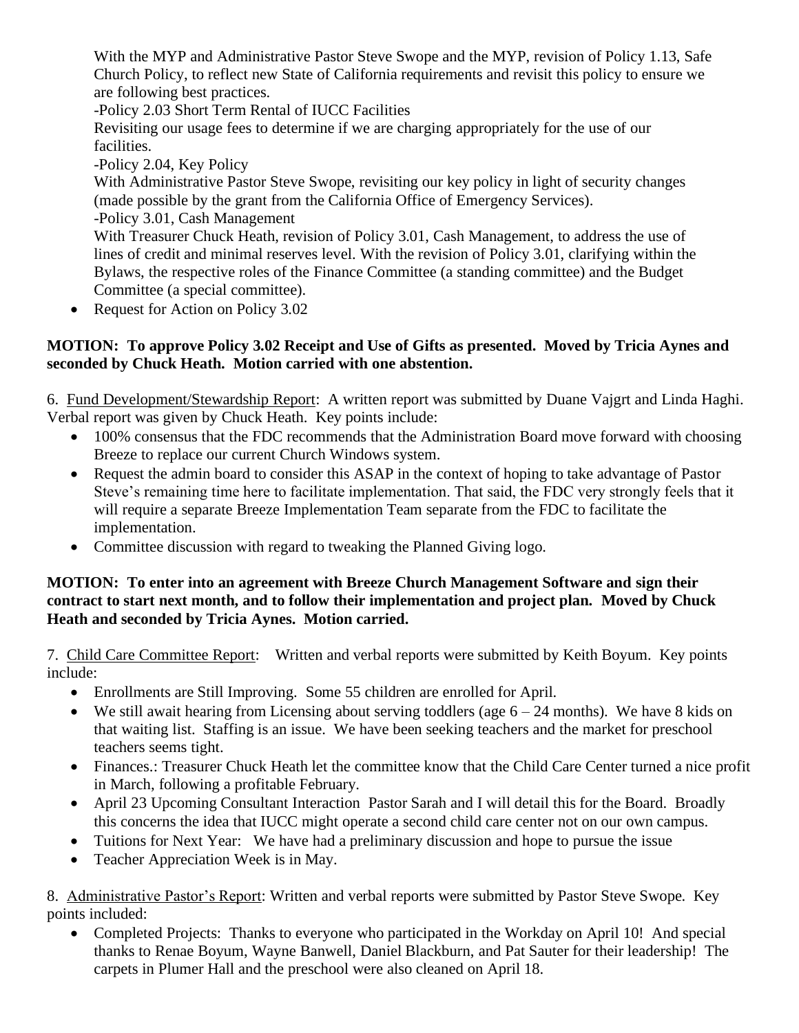With the MYP and Administrative Pastor Steve Swope and the MYP, revision of Policy 1.13, Safe Church Policy, to reflect new State of California requirements and revisit this policy to ensure we are following best practices.

-Policy 2.03 Short Term Rental of IUCC Facilities

Revisiting our usage fees to determine if we are charging appropriately for the use of our facilities.

-Policy 2.04, Key Policy

With Administrative Pastor Steve Swope, revisiting our key policy in light of security changes (made possible by the grant from the California Office of Emergency Services).

-Policy 3.01, Cash Management

With Treasurer Chuck Heath, revision of Policy 3.01, Cash Management, to address the use of lines of credit and minimal reserves level. With the revision of Policy 3.01, clarifying within the Bylaws, the respective roles of the Finance Committee (a standing committee) and the Budget Committee (a special committee).

- Request for Action on Policy 3.02

**MOTION: To approve Policy 3.02 Receipt and Use of Gifts as presented. Moved by Tricia Aynes and seconded by Chuck Heath. Motion carried with one abstention.**

6. Fund Development/Stewardship Report: A written report was submitted by Duane Vajgrt and Linda Haghi. Verbal report was given by Chuck Heath. Key points include:
   - 100% consensus that the FDC recommends that the Administration Board move forward with choosing Breeze to replace our current Church Windows system.
   - Request the admin board to consider this ASAP in the context of hoping to take advantage of Pastor Steve's remaining time here to facilitate implementation. That said, the FDC very strongly feels that it will require a separate Breeze Implementation Team separate from the FDC to facilitate the implementation.
   - Committee discussion with regard to tweaking the Planned Giving logo.

**MOTION: To enter into an agreement with Breeze Church Management Software and sign their contract to start next month, and to follow their implementation and project plan. Moved by Chuck Heath and seconded by Tricia Aynes. Motion carried.**

7. Child Care Committee Report: Written and verbal reports were submitted by Keith Boyum. Key points include:
   - Enrollments are Still Improving. Some 55 children are enrolled for April.
   - We still await hearing from Licensing about serving toddlers (age 6 – 24 months). We have 8 kids on that waiting list. Staffing is an issue. We have been seeking teachers and the market for preschool teachers seems tight.
   - Finances.: Treasurer Chuck Heath let the committee know that the Child Care Center turned a nice profit in March, following a profitable February.
   - April 23 Upcoming Consultant Interaction Pastor Sarah and I will detail this for the Board. Broadly this concerns the idea that IUCC might operate a second child care center not on our own campus.
   - Tuitions for Next Year: We have had a preliminary discussion and hope to pursue the issue
   - Teacher Appreciation Week is in May.

8. Administrative Pastor's Report: Written and verbal reports were submitted by Pastor Steve Swope. Key points included:
   - Completed Projects: Thanks to everyone who participated in the Workday on April 10! And special thanks to Renae Boyum, Wayne Banwell, Daniel Blackburn, and Pat Sauter for their leadership! The carpets in Plumer Hall and the preschool were also cleaned on April 18.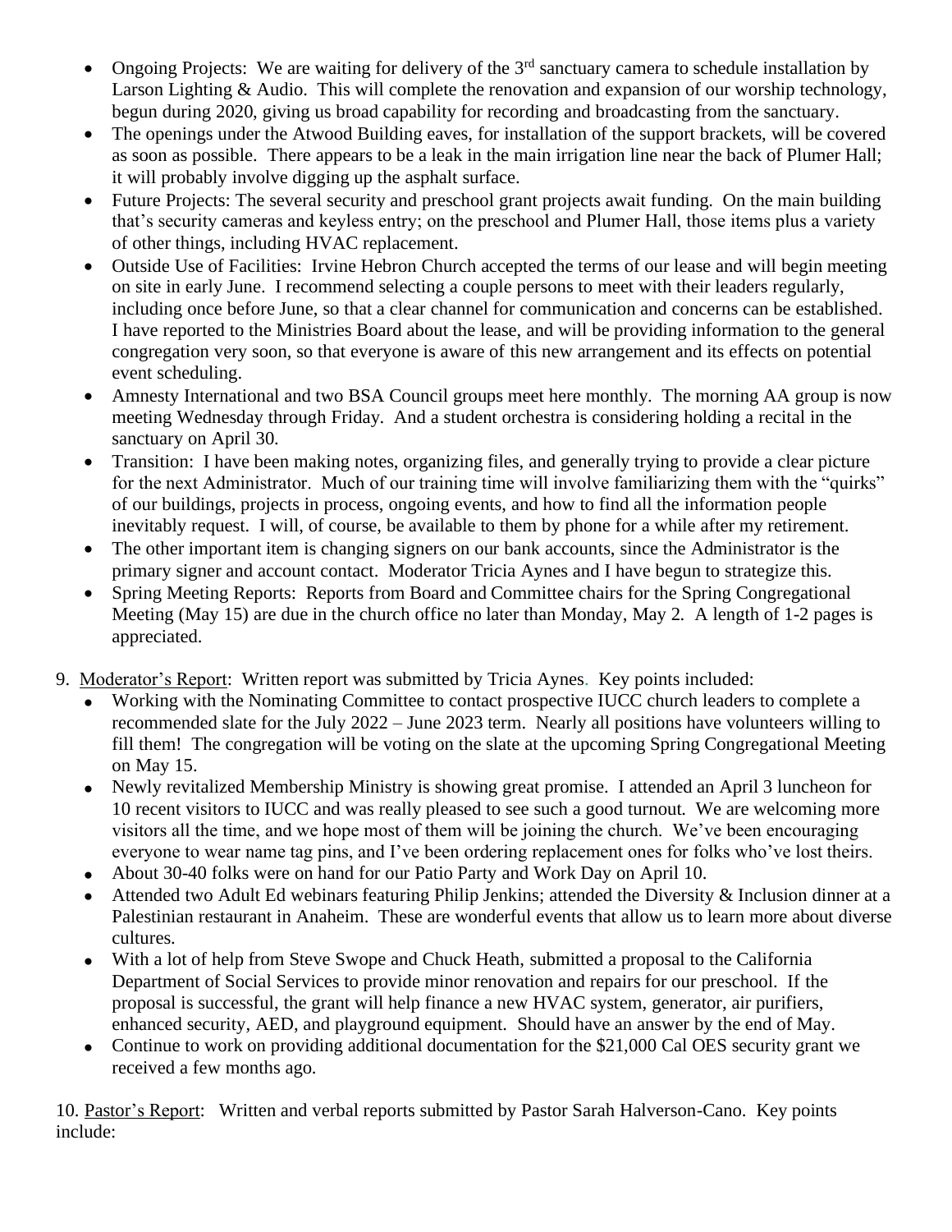- Ongoing Projects: We are waiting for delivery of the 3rd sanctuary camera to schedule installation by Larson Lighting & Audio. This will complete the renovation and expansion of our worship technology, begun during 2020, giving us broad capability for recording and broadcasting from the sanctuary.
- The openings under the Atwood Building eaves, for installation of the support brackets, will be covered as soon as possible. There appears to be a leak in the main irrigation line near the back of Plumer Hall; it will probably involve digging up the asphalt surface.
- Future Projects: The several security and preschool grant projects await funding. On the main building that's security cameras and keyless entry; on the preschool and Plumer Hall, those items plus a variety of other things, including HVAC replacement.
- Outside Use of Facilities: Irvine Hebron Church accepted the terms of our lease and will begin meeting on site in early June. I recommend selecting a couple persons to meet with their leaders regularly, including once before June, so that a clear channel for communication and concerns can be established. I have reported to the Ministries Board about the lease, and will be providing information to the general congregation very soon, so that everyone is aware of this new arrangement and its effects on potential event scheduling.
- Amnesty International and two BSA Council groups meet here monthly. The morning AA group is now meeting Wednesday through Friday. And a student orchestra is considering holding a recital in the sanctuary on April 30.
- Transition: I have been making notes, organizing files, and generally trying to provide a clear picture for the next Administrator. Much of our training time will involve familiarizing them with the "quirks" of our buildings, projects in process, ongoing events, and how to find all the information people inevitably request. I will, of course, be available to them by phone for a while after my retirement.
- The other important item is changing signers on our bank accounts, since the Administrator is the primary signer and account contact. Moderator Tricia Aynes and I have begun to strategize this.
- Spring Meeting Reports: Reports from Board and Committee chairs for the Spring Congregational Meeting (May 15) are due in the church office no later than Monday, May 2. A length of 1-2 pages is appreciated.

9. Moderator's Report: Written report was submitted by Tricia Aynes. Key points included:
   - Working with the Nominating Committee to contact prospective IUCC church leaders to complete a recommended slate for the July 2022 – June 2023 term. Nearly all positions have volunteers willing to fill them! The congregation will be voting on the slate at the upcoming Spring Congregational Meeting on May 15.
   - Newly revitalized Membership Ministry is showing great promise. I attended an April 3 luncheon for 10 recent visitors to IUCC and was really pleased to see such a good turnout. We are welcoming more visitors all the time, and we hope most of them will be joining the church. We've been encouraging everyone to wear name tag pins, and I've been ordering replacement ones for folks who've lost theirs.
   - About 30-40 folks were on hand for our Patio Party and Work Day on April 10.
   - Attended two Adult Ed webinars featuring Philip Jenkins; attended the Diversity & Inclusion dinner at a Palestinian restaurant in Anaheim. These are wonderful events that allow us to learn more about diverse cultures.
   - With a lot of help from Steve Swope and Chuck Heath, submitted a proposal to the California Department of Social Services to provide minor renovation and repairs for our preschool. If the proposal is successful, the grant will help finance a new HVAC system, generator, air purifiers, enhanced security, AED, and playground equipment. Should have an answer by the end of May.
   - Continue to work on providing additional documentation for the $21,000 Cal OES security grant we received a few months ago.

10. Pastor's Report: Written and verbal reports submitted by Pastor Sarah Halverson-Cano. Key points include: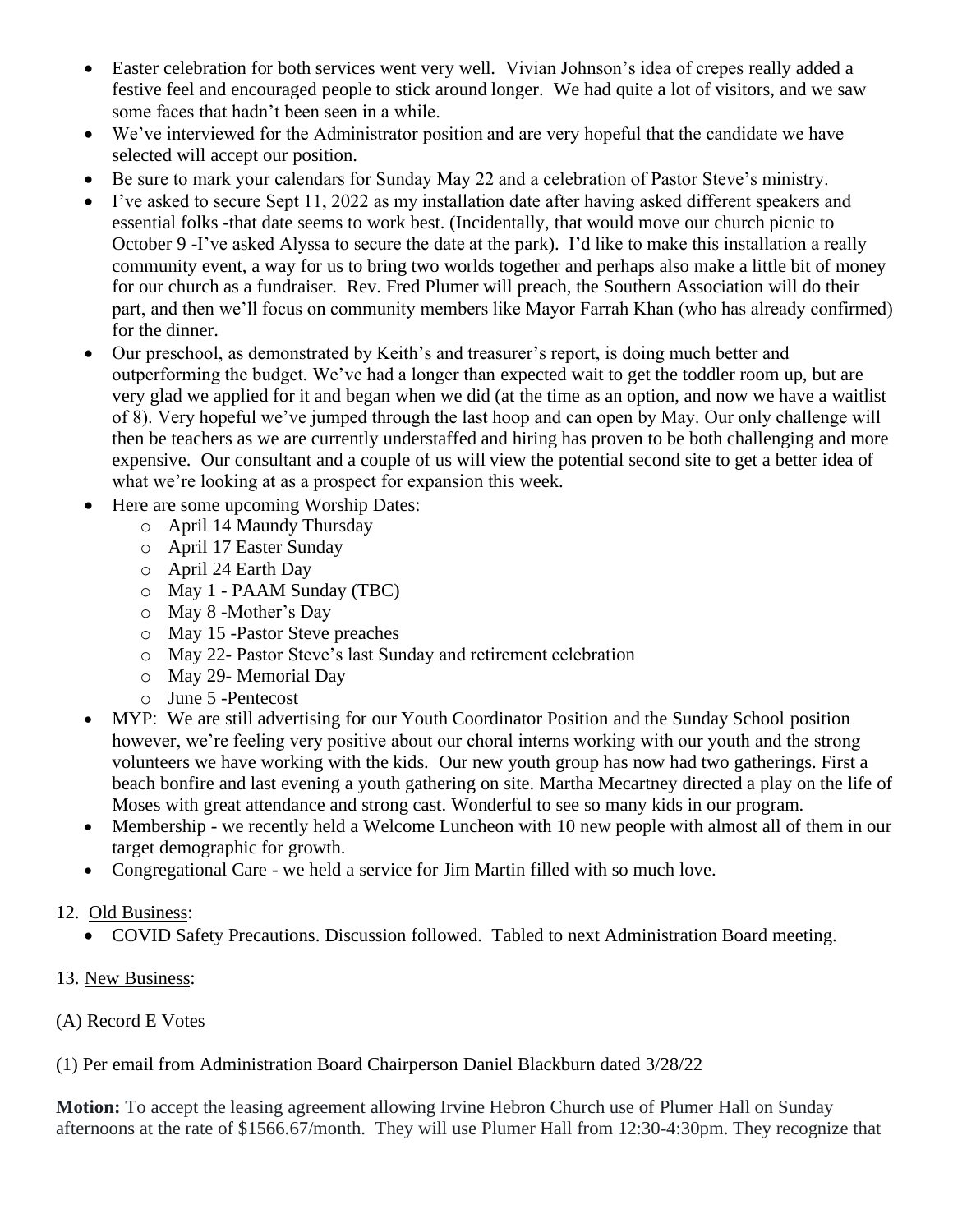- Easter celebration for both services went very well. Vivian Johnson's idea of crepes really added a festive feel and encouraged people to stick around longer. We had quite a lot of visitors, and we saw some faces that hadn't been seen in a while.
- We've interviewed for the Administrator position and are very hopeful that the candidate we have selected will accept our position.
- Be sure to mark your calendars for Sunday May 22 and a celebration of Pastor Steve's ministry.
- I've asked to secure Sept 11, 2022 as my installation date after having asked different speakers and essential folks -that date seems to work best. (Incidentally, that would move our church picnic to October 9 -I've asked Alyssa to secure the date at the park). I'd like to make this installation a really community event, a way for us to bring two worlds together and perhaps also make a little bit of money for our church as a fundraiser. Rev. Fred Plumer will preach, the Southern Association will do their part, and then we'll focus on community members like Mayor Farrah Khan (who has already confirmed) for the dinner.
- Our preschool, as demonstrated by Keith's and treasurer's report, is doing much better and outperforming the budget. We've had a longer than expected wait to get the toddler room up, but are very glad we applied for it and began when we did (at the time as an option, and now we have a waitlist of 8). Very hopeful we've jumped through the last hoop and can open by May. Our only challenge will then be teachers as we are currently understaffed and hiring has proven to be both challenging and more expensive. Our consultant and a couple of us will view the potential second site to get a better idea of what we're looking at as a prospect for expansion this week.
- Here are some upcoming Worship Dates:
  - April 14 Maundy Thursday
  - April 17 Easter Sunday
  - April 24 Earth Day
  - May 1 - PAAM Sunday (TBC)
  - May 8 -Mother's Day
  - May 15 -Pastor Steve preaches
  - May 22- Pastor Steve's last Sunday and retirement celebration
  - May 29- Memorial Day
  - June 5 -Pentecost
- MYP: We are still advertising for our Youth Coordinator Position and the Sunday School position however, we're feeling very positive about our choral interns working with our youth and the strong volunteers we have working with the kids. Our new youth group has now had two gatherings. First a beach bonfire and last evening a youth gathering on site. Martha Mecartney directed a play on the life of Moses with great attendance and strong cast. Wonderful to see so many kids in our program.
- Membership - we recently held a Welcome Luncheon with 10 new people with almost all of them in our target demographic for growth.
- Congregational Care - we held a service for Jim Martin filled with so much love.

12. Old Business:
   - COVID Safety Precautions. Discussion followed. Tabled to next Administration Board meeting.

13. New Business:

(A) Record E Votes

(1) Per email from Administration Board Chairperson Daniel Blackburn dated 3/28/22

**Motion:** To accept the leasing agreement allowing Irvine Hebron Church use of Plumer Hall on Sunday afternoons at the rate of $1566.67/month. They will use Plumer Hall from 12:30-4:30pm. They recognize that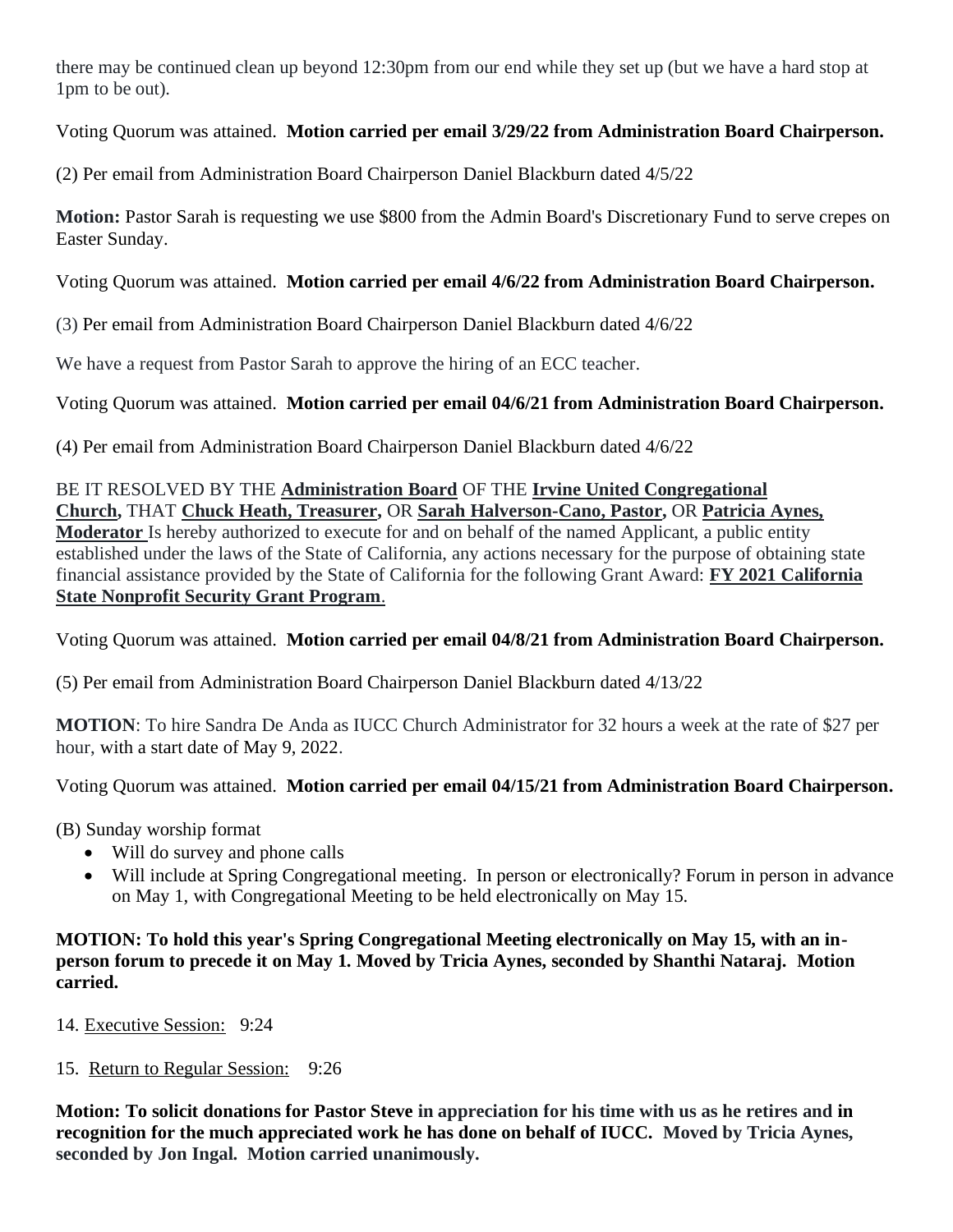there may be continued clean up beyond 12:30pm from our end while they set up (but we have a hard stop at 1pm to be out).

Voting Quorum was attained. **Motion carried per email 3/29/22 from Administration Board Chairperson.**

(2) Per email from Administration Board Chairperson Daniel Blackburn dated 4/5/22

**Motion:** Pastor Sarah is requesting we use $800 from the Admin Board's Discretionary Fund to serve crepes on Easter Sunday.

Voting Quorum was attained. **Motion carried per email 4/6/22 from Administration Board Chairperson.**

(3) Per email from Administration Board Chairperson Daniel Blackburn dated 4/6/22

We have a request from Pastor Sarah to approve the hiring of an ECC teacher.

Voting Quorum was attained. **Motion carried per email 04/6/21 from Administration Board Chairperson.**

(4) Per email from Administration Board Chairperson Daniel Blackburn dated 4/6/22

BE IT RESOLVED BY THE **Administration Board** OF THE **Irvine United Congregational Church,** THAT **Chuck Heath, Treasurer,** OR **Sarah Halverson-Cano, Pastor,** OR **Patricia Aynes, Moderator** Is hereby authorized to execute for and on behalf of the named Applicant, a public entity established under the laws of the State of California, any actions necessary for the purpose of obtaining state financial assistance provided by the State of California for the following Grant Award: **FY 2021 California State Nonprofit Security Grant Program**.

Voting Quorum was attained. **Motion carried per email 04/8/21 from Administration Board Chairperson.**

(5) Per email from Administration Board Chairperson Daniel Blackburn dated 4/13/22

**MOTION**: To hire Sandra De Anda as IUCC Church Administrator for 32 hours a week at the rate of $27 per hour, with a start date of May 9, 2022.

Voting Quorum was attained. **Motion carried per email 04/15/21 from Administration Board Chairperson.**

(B) Sunday worship format

- Will do survey and phone calls
- Will include at Spring Congregational meeting. In person or electronically? Forum in person in advance on May 1, with Congregational Meeting to be held electronically on May 15.

**MOTION: To hold this year's Spring Congregational Meeting electronically on May 15, with an in-person forum to precede it on May 1. Moved by Tricia Aynes, seconded by Shanthi Nataraj. Motion carried.**

14. Executive Session: 9:24

15. Return to Regular Session: 9:26

**Motion: To solicit donations for Pastor Steve in appreciation for his time with us as he retires and in recognition for the much appreciated work he has done on behalf of IUCC. Moved by Tricia Aynes, seconded by Jon Ingal. Motion carried unanimously.**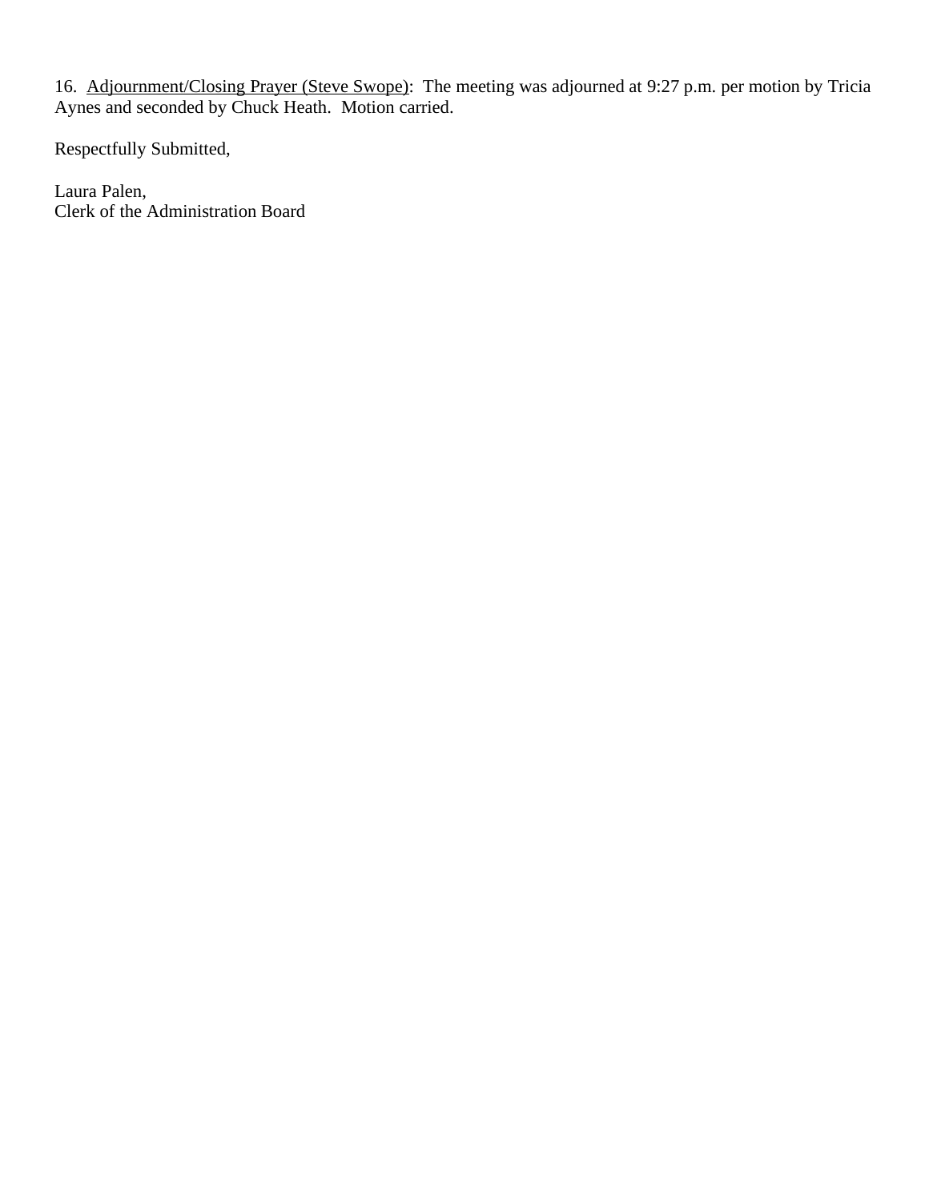16. Adjournment/Closing Prayer (Steve Swope): The meeting was adjourned at 9:27 p.m. per motion by Tricia Aynes and seconded by Chuck Heath. Motion carried.

Respectfully Submitted,

Laura Palen,
Clerk of the Administration Board